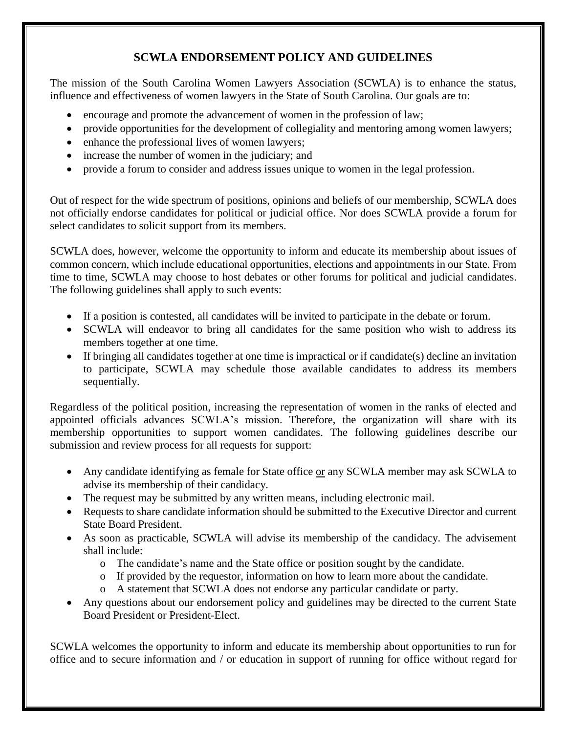## SCWLA ENDORSEMENT POLICY AND GUIDELINES

The mission of the South Carolina Women Lawyers Association (SCWLA) is to enhance the status, influence and effectiveness of women lawyers in the State of South Carolina. Our goals are to:

- encourage and promote the advancement of women in the profession of law;
- provide opportunities for the development of collegiality and mentoring among women lawyers;
- enhance the professional lives of women lawyers;
- increase the number of women in the judiciary; and
- provide a forum to consider and address issues unique to women in the legal profession.

Out of respect for the wide spectrum of positions, opinions and beliefs of our membership, SCWLA does not officially endorse candidates for political or judicial office. Nor does SCWLA provide a forum for select candidates to solicit support from its members.

SCWLA does, however, welcome the opportunity to inform and educate its membership about issues of common concern, which include educational opportunities, elections and appointments in our State. From time to time, SCWLA may choose to host debates or other forums for political and judicial candidates. The following guidelines shall apply to such events:

- If a position is contested, all candidates will be invited to participate in the debate or forum.
- SCWLA will endeavor to bring all candidates for the same position who wish to address its members together at one time.
- If bringing all candidates together at one time is impractical or if candidate(s) decline an invitation to participate, SCWLA may schedule those available candidates to address its members sequentially.

Regardless of the political position, increasing the representation of women in the ranks of elected and appointed officials advances SCWLA's mission. Therefore, the organization will share with its membership opportunities to support women candidates. The following guidelines describe our submission and review process for all requests for support:

- Any candidate identifying as female for State office <u>or</u> any SCWLA member may ask SCWLA to advise its membership of their candidacy.
- The request may be submitted by any written means, including electronic mail.
- Requests to share candidate information should be submitted to the Executive Director and current State Board President.
- As soon as practicable, SCWLA will advise its membership of the candidacy. The advisement shall include:
  - The candidate's name and the State office or position sought by the candidate.
  - If provided by the requestor, information on how to learn more about the candidate.
  - A statement that SCWLA does not endorse any particular candidate or party.
- Any questions about our endorsement policy and guidelines may be directed to the current State Board President or President-Elect.

SCWLA welcomes the opportunity to inform and educate its membership about opportunities to run for office and to secure information and / or education in support of running for office without regard for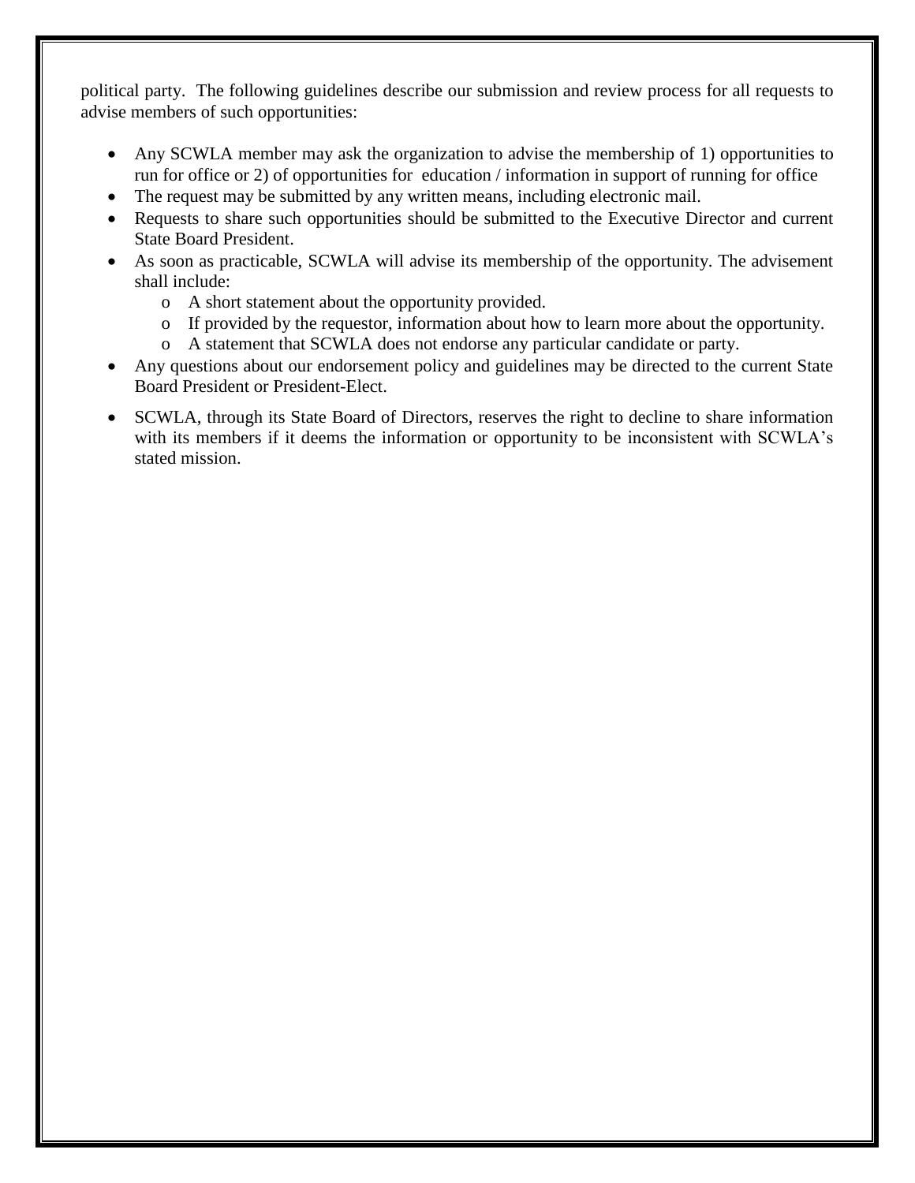political party. The following guidelines describe our submission and review process for all requests to advise members of such opportunities:

- Any SCWLA member may ask the organization to advise the membership of 1) opportunities to run for office or 2) of opportunities for education / information in support of running for office
- The request may be submitted by any written means, including electronic mail.
- Requests to share such opportunities should be submitted to the Executive Director and current State Board President.
- As soon as practicable, SCWLA will advise its membership of the opportunity. The advisement shall include:
  - A short statement about the opportunity provided.
  - If provided by the requestor, information about how to learn more about the opportunity.
  - A statement that SCWLA does not endorse any particular candidate or party.
- Any questions about our endorsement policy and guidelines may be directed to the current State Board President or President-Elect.
- SCWLA, through its State Board of Directors, reserves the right to decline to share information with its members if it deems the information or opportunity to be inconsistent with SCWLA's stated mission.